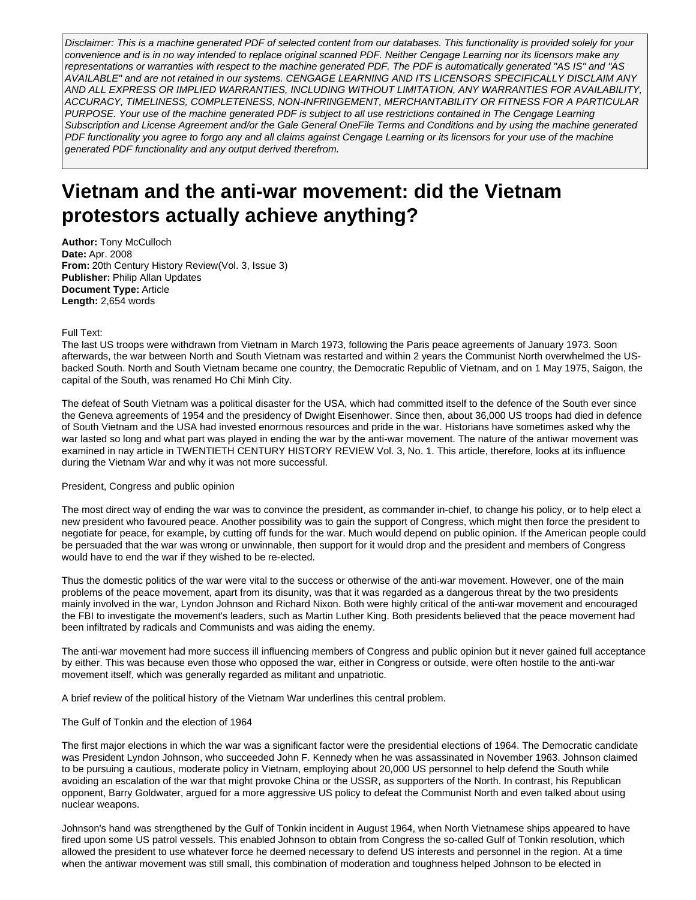*Disclaimer: This is a machine generated PDF of selected content from our databases. This functionality is provided solely for your convenience and is in no way intended to replace original scanned PDF. Neither Cengage Learning nor its licensors make any representations or warranties with respect to the machine generated PDF. The PDF is automatically generated "AS IS" and "AS AVAILABLE" and are not retained in our systems. CENGAGE LEARNING AND ITS LICENSORS SPECIFICALLY DISCLAIM ANY AND ALL EXPRESS OR IMPLIED WARRANTIES, INCLUDING WITHOUT LIMITATION, ANY WARRANTIES FOR AVAILABILITY, ACCURACY, TIMELINESS, COMPLETENESS, NON-INFRINGEMENT, MERCHANTABILITY OR FITNESS FOR A PARTICULAR PURPOSE. Your use of the machine generated PDF is subject to all use restrictions contained in The Cengage Learning Subscription and License Agreement and/or the Gale General OneFile Terms and Conditions and by using the machine generated PDF functionality you agree to forgo any and all claims against Cengage Learning or its licensors for your use of the machine generated PDF functionality and any output derived therefrom.*

# Vietnam and the anti-war movement: did the Vietnam protestors actually achieve anything?

**Author:** Tony McCulloch
**Date:** Apr. 2008
**From:** 20th Century History Review(Vol. 3, Issue 3)
**Publisher:** Philip Allan Updates
**Document Type:** Article
**Length:** 2,654 words

Full Text:

The last US troops were withdrawn from Vietnam in March 1973, following the Paris peace agreements of January 1973. Soon afterwards, the war between North and South Vietnam was restarted and within 2 years the Communist North overwhelmed the US-backed South. North and South Vietnam became one country, the Democratic Republic of Vietnam, and on 1 May 1975, Saigon, the capital of the South, was renamed Ho Chi Minh City.

The defeat of South Vietnam was a political disaster for the USA, which had committed itself to the defence of the South ever since the Geneva agreements of 1954 and the presidency of Dwight Eisenhower. Since then, about 36,000 US troops had died in defence of South Vietnam and the USA had invested enormous resources and pride in the war. Historians have sometimes asked why the war lasted so long and what part was played in ending the war by the anti-war movement. The nature of the antiwar movement was examined in nay article in TWENTIETH CENTURY HISTORY REVIEW Vol. 3, No. 1. This article, therefore, looks at its influence during the Vietnam War and why it was not more successful.

## President, Congress and public opinion

The most direct way of ending the war was to convince the president, as commander in-chief, to change his policy, or to help elect a new president who favoured peace. Another possibility was to gain the support of Congress, which might then force the president to negotiate for peace, for example, by cutting off funds for the war. Much would depend on public opinion. If the American people could be persuaded that the war was wrong or unwinnable, then support for it would drop and the president and members of Congress would have to end the war if they wished to be re-elected.

Thus the domestic politics of the war were vital to the success or otherwise of the anti-war movement. However, one of the main problems of the peace movement, apart from its disunity, was that it was regarded as a dangerous threat by the two presidents mainly involved in the war, Lyndon Johnson and Richard Nixon. Both were highly critical of the anti-war movement and encouraged the FBI to investigate the movement's leaders, such as Martin Luther King. Both presidents believed that the peace movement had been infiltrated by radicals and Communists and was aiding the enemy.

The anti-war movement had more success ill influencing members of Congress and public opinion but it never gained full acceptance by either. This was because even those who opposed the war, either in Congress or outside, were often hostile to the anti-war movement itself, which was generally regarded as militant and unpatriotic.

A brief review of the political history of the Vietnam War underlines this central problem.

## The Gulf of Tonkin and the election of 1964

The first major elections in which the war was a significant factor were the presidential elections of 1964. The Democratic candidate was President Lyndon Johnson, who succeeded John F. Kennedy when he was assassinated in November 1963. Johnson claimed to be pursuing a cautious, moderate policy in Vietnam, employing about 20,000 US personnel to help defend the South while avoiding an escalation of the war that might provoke China or the USSR, as supporters of the North. In contrast, his Republican opponent, Barry Goldwater, argued for a more aggressive US policy to defeat the Communist North and even talked about using nuclear weapons.

Johnson's hand was strengthened by the Gulf of Tonkin incident in August 1964, when North Vietnamese ships appeared to have fired upon some US patrol vessels. This enabled Johnson to obtain from Congress the so-called Gulf of Tonkin resolution, which allowed the president to use whatever force he deemed necessary to defend US interests and personnel in the region. At a time when the antiwar movement was still small, this combination of moderation and toughness helped Johnson to be elected in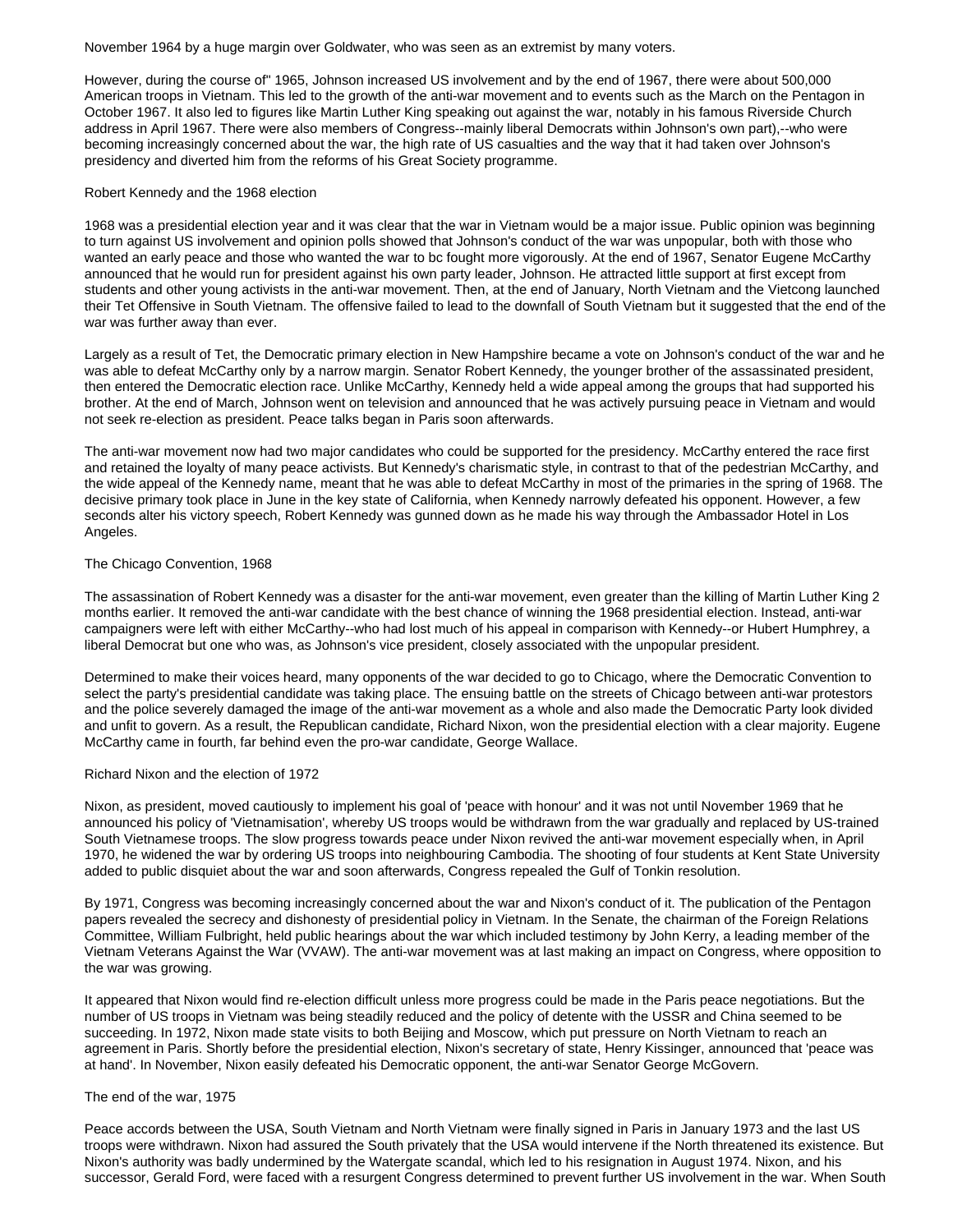November 1964 by a huge margin over Goldwater, who was seen as an extremist by many voters.

However, during the course of" 1965, Johnson increased US involvement and by the end of 1967, there were about 500,000 American troops in Vietnam. This led to the growth of the anti-war movement and to events such as the March on the Pentagon in October 1967. It also led to figures like Martin Luther King speaking out against the war, notably in his famous Riverside Church address in April 1967. There were also members of Congress--mainly liberal Democrats within Johnson's own part),--who were becoming increasingly concerned about the war, the high rate of US casualties and the way that it had taken over Johnson's presidency and diverted him from the reforms of his Great Society programme.

## Robert Kennedy and the 1968 election

1968 was a presidential election year and it was clear that the war in Vietnam would be a major issue. Public opinion was beginning to turn against US involvement and opinion polls showed that Johnson's conduct of the war was unpopular, both with those who wanted an early peace and those who wanted the war to bc fought more vigorously. At the end of 1967, Senator Eugene McCarthy announced that he would run for president against his own party leader, Johnson. He attracted little support at first except from students and other young activists in the anti-war movement. Then, at the end of January, North Vietnam and the Vietcong launched their Tet Offensive in South Vietnam. The offensive failed to lead to the downfall of South Vietnam but it suggested that the end of the war was further away than ever.

Largely as a result of Tet, the Democratic primary election in New Hampshire became a vote on Johnson's conduct of the war and he was able to defeat McCarthy only by a narrow margin. Senator Robert Kennedy, the younger brother of the assassinated president, then entered the Democratic election race. Unlike McCarthy, Kennedy held a wide appeal among the groups that had supported his brother. At the end of March, Johnson went on television and announced that he was actively pursuing peace in Vietnam and would not seek re-election as president. Peace talks began in Paris soon afterwards.

The anti-war movement now had two major candidates who could be supported for the presidency. McCarthy entered the race first and retained the loyalty of many peace activists. But Kennedy's charismatic style, in contrast to that of the pedestrian McCarthy, and the wide appeal of the Kennedy name, meant that he was able to defeat McCarthy in most of the primaries in the spring of 1968. The decisive primary took place in June in the key state of California, when Kennedy narrowly defeated his opponent. However, a few seconds alter his victory speech, Robert Kennedy was gunned down as he made his way through the Ambassador Hotel in Los Angeles.

## The Chicago Convention, 1968

The assassination of Robert Kennedy was a disaster for the anti-war movement, even greater than the killing of Martin Luther King 2 months earlier. It removed the anti-war candidate with the best chance of winning the 1968 presidential election. Instead, anti-war campaigners were left with either McCarthy--who had lost much of his appeal in comparison with Kennedy--or Hubert Humphrey, a liberal Democrat but one who was, as Johnson's vice president, closely associated with the unpopular president.

Determined to make their voices heard, many opponents of the war decided to go to Chicago, where the Democratic Convention to select the party's presidential candidate was taking place. The ensuing battle on the streets of Chicago between anti-war protestors and the police severely damaged the image of the anti-war movement as a whole and also made the Democratic Party look divided and unfit to govern. As a result, the Republican candidate, Richard Nixon, won the presidential election with a clear majority. Eugene McCarthy came in fourth, far behind even the pro-war candidate, George Wallace.

## Richard Nixon and the election of 1972

Nixon, as president, moved cautiously to implement his goal of 'peace with honour' and it was not until November 1969 that he announced his policy of 'Vietnamisation', whereby US troops would be withdrawn from the war gradually and replaced by US-trained South Vietnamese troops. The slow progress towards peace under Nixon revived the anti-war movement especially when, in April 1970, he widened the war by ordering US troops into neighbouring Cambodia. The shooting of four students at Kent State University added to public disquiet about the war and soon afterwards, Congress repealed the Gulf of Tonkin resolution.

By 1971, Congress was becoming increasingly concerned about the war and Nixon's conduct of it. The publication of the Pentagon papers revealed the secrecy and dishonesty of presidential policy in Vietnam. In the Senate, the chairman of the Foreign Relations Committee, William Fulbright, held public hearings about the war which included testimony by John Kerry, a leading member of the Vietnam Veterans Against the War (VVAW). The anti-war movement was at last making an impact on Congress, where opposition to the war was growing.

It appeared that Nixon would find re-election difficult unless more progress could be made in the Paris peace negotiations. But the number of US troops in Vietnam was being steadily reduced and the policy of detente with the USSR and China seemed to be succeeding. In 1972, Nixon made state visits to both Beijing and Moscow, which put pressure on North Vietnam to reach an agreement in Paris. Shortly before the presidential election, Nixon's secretary of state, Henry Kissinger, announced that 'peace was at hand'. In November, Nixon easily defeated his Democratic opponent, the anti-war Senator George McGovern.

## The end of the war, 1975

Peace accords between the USA, South Vietnam and North Vietnam were finally signed in Paris in January 1973 and the last US troops were withdrawn. Nixon had assured the South privately that the USA would intervene if the North threatened its existence. But Nixon's authority was badly undermined by the Watergate scandal, which led to his resignation in August 1974. Nixon, and his successor, Gerald Ford, were faced with a resurgent Congress determined to prevent further US involvement in the war. When South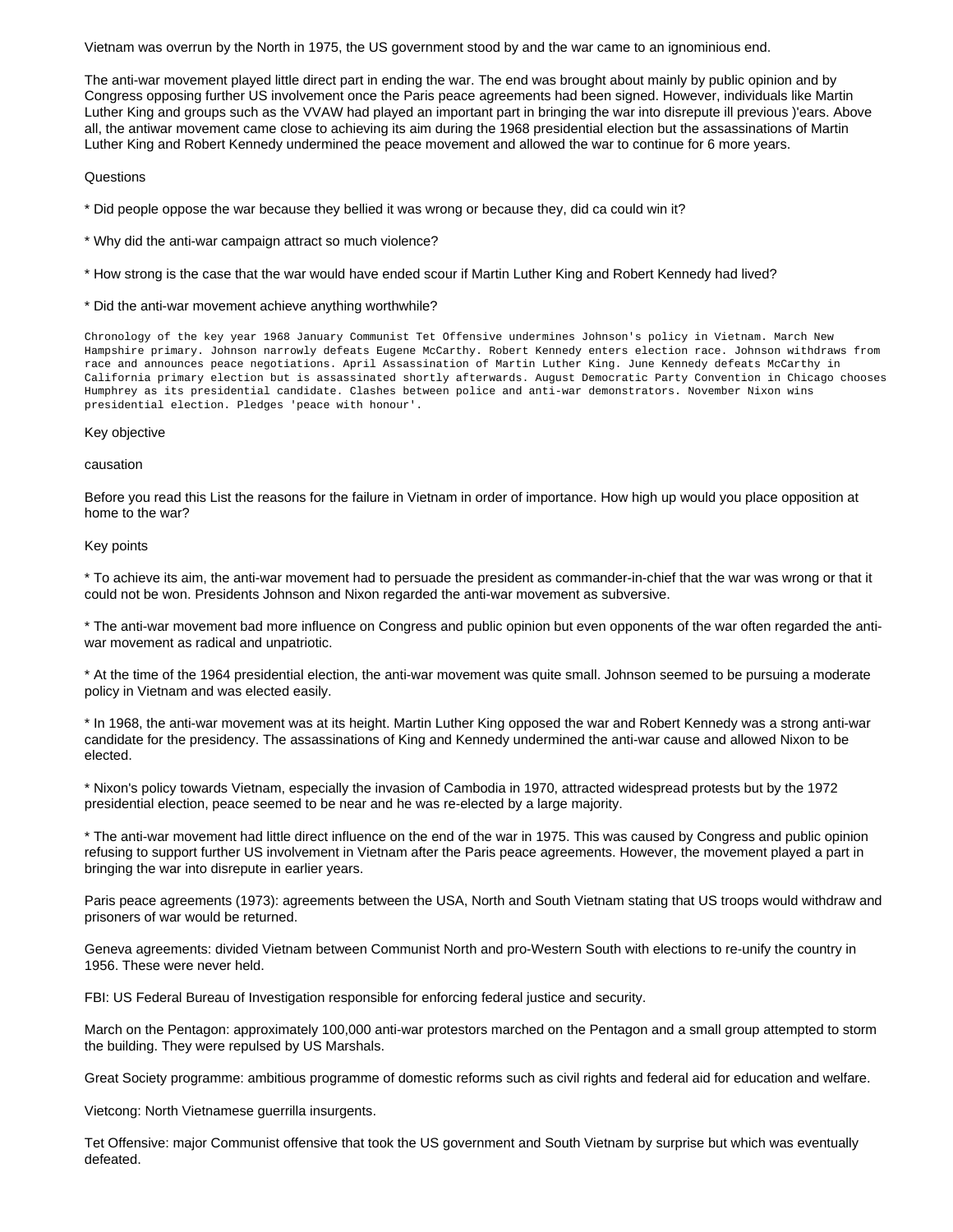Vietnam was overrun by the North in 1975, the US government stood by and the war came to an ignominious end.

The anti-war movement played little direct part in ending the war. The end was brought about mainly by public opinion and by Congress opposing further US involvement once the Paris peace agreements had been signed. However, individuals like Martin Luther King and groups such as the VVAW had played an important part in bringing the war into disrepute ill previous )'ears. Above all, the antiwar movement came close to achieving its aim during the 1968 presidential election but the assassinations of Martin Luther King and Robert Kennedy undermined the peace movement and allowed the war to continue for 6 more years.

Questions

* Did people oppose the war because they bellied it was wrong or because they, did ca could win it?

* Why did the anti-war campaign attract so much violence?

* How strong is the case that the war would have ended scour if Martin Luther King and Robert Kennedy had lived?

* Did the anti-war movement achieve anything worthwhile?

```
Chronology of the key year 1968 January Communist Tet Offensive undermines Johnson's policy in Vietnam. March New Hampshire primary. Johnson narrowly defeats Eugene McCarthy. Robert Kennedy enters election race. Johnson withdraws from race and announces peace negotiations. April Assassination of Martin Luther King. June Kennedy defeats McCarthy in California primary election but is assassinated shortly afterwards. August Democratic Party Convention in Chicago chooses Humphrey as its presidential candidate. Clashes between police and anti-war demonstrators. November Nixon wins presidential election. Pledges 'peace with honour'.
```

Key objective

causation

Before you read this List the reasons for the failure in Vietnam in order of importance. How high up would you place opposition at home to the war?

Key points

* To achieve its aim, the anti-war movement had to persuade the president as commander-in-chief that the war was wrong or that it could not be won. Presidents Johnson and Nixon regarded the anti-war movement as subversive.

* The anti-war movement bad more influence on Congress and public opinion but even opponents of the war often regarded the anti-war movement as radical and unpatriotic.

* At the time of the 1964 presidential election, the anti-war movement was quite small. Johnson seemed to be pursuing a moderate policy in Vietnam and was elected easily.

* In 1968, the anti-war movement was at its height. Martin Luther King opposed the war and Robert Kennedy was a strong anti-war candidate for the presidency. The assassinations of King and Kennedy undermined the anti-war cause and allowed Nixon to be elected.

* Nixon's policy towards Vietnam, especially the invasion of Cambodia in 1970, attracted widespread protests but by the 1972 presidential election, peace seemed to be near and he was re-elected by a large majority.

* The anti-war movement had little direct influence on the end of the war in 1975. This was caused by Congress and public opinion refusing to support further US involvement in Vietnam after the Paris peace agreements. However, the movement played a part in bringing the war into disrepute in earlier years.

Paris peace agreements (1973): agreements between the USA, North and South Vietnam stating that US troops would withdraw and prisoners of war would be returned.

Geneva agreements: divided Vietnam between Communist North and pro-Western South with elections to re-unify the country in 1956. These were never held.

FBI: US Federal Bureau of Investigation responsible for enforcing federal justice and security.

March on the Pentagon: approximately 100,000 anti-war protestors marched on the Pentagon and a small group attempted to storm the building. They were repulsed by US Marshals.

Great Society programme: ambitious programme of domestic reforms such as civil rights and federal aid for education and welfare.

Vietcong: North Vietnamese guerrilla insurgents.

Tet Offensive: major Communist offensive that took the US government and South Vietnam by surprise but which was eventually defeated.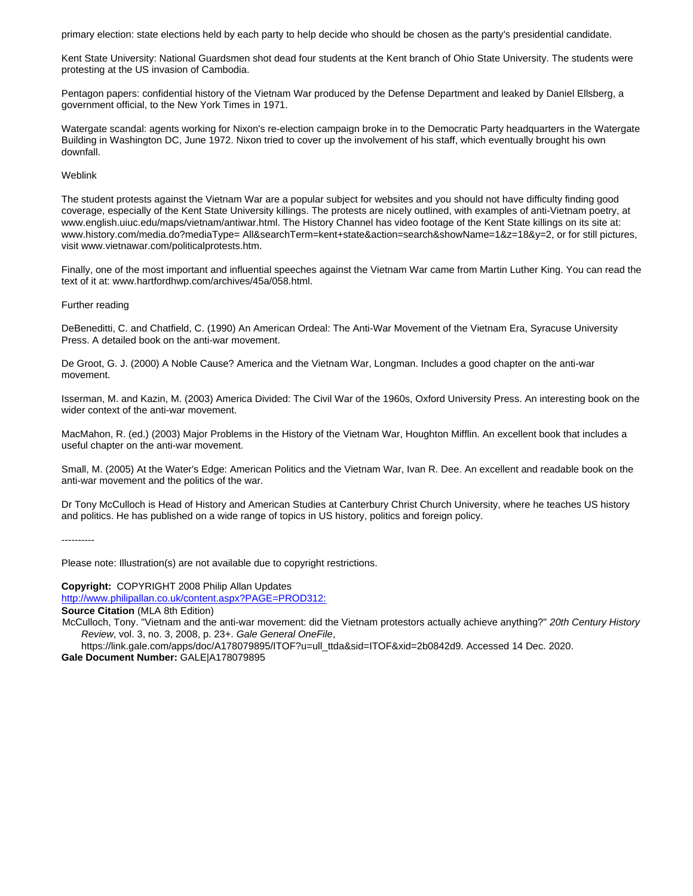primary election: state elections held by each party to help decide who should be chosen as the party's presidential candidate.

Kent State University: National Guardsmen shot dead four students at the Kent branch of Ohio State University. The students were protesting at the US invasion of Cambodia.

Pentagon papers: confidential history of the Vietnam War produced by the Defense Department and leaked by Daniel Ellsberg, a government official, to the New York Times in 1971.

Watergate scandal: agents working for Nixon's re-election campaign broke in to the Democratic Party headquarters in the Watergate Building in Washington DC, June 1972. Nixon tried to cover up the involvement of his staff, which eventually brought his own downfall.

Weblink

The student protests against the Vietnam War are a popular subject for websites and you should not have difficulty finding good coverage, especially of the Kent State University killings. The protests are nicely outlined, with examples of anti-Vietnam poetry, at www.english.uiuc.edu/maps/vietnam/antiwar.html. The History Channel has video footage of the Kent State killings on its site at: www.history.com/media.do?mediaType= All&searchTerm=kent+state&action=search&showName=1&z=18&y=2, or for still pictures, visit www.vietnawar.com/politicalprotests.htm.

Finally, one of the most important and influential speeches against the Vietnam War came from Martin Luther King. You can read the text of it at: www.hartfordhwp.com/archives/45a/058.html.

Further reading

DeBeneditti, C. and Chatfield, C. (1990) An American Ordeal: The Anti-War Movement of the Vietnam Era, Syracuse University Press. A detailed book on the anti-war movement.

De Groot, G. J. (2000) A Noble Cause? America and the Vietnam War, Longman. Includes a good chapter on the anti-war movement.

Isserman, M. and Kazin, M. (2003) America Divided: The Civil War of the 1960s, Oxford University Press. An interesting book on the wider context of the anti-war movement.

MacMahon, R. (ed.) (2003) Major Problems in the History of the Vietnam War, Houghton Mifflin. An excellent book that includes a useful chapter on the anti-war movement.

Small, M. (2005) At the Water's Edge: American Politics and the Vietnam War, Ivan R. Dee. An excellent and readable book on the anti-war movement and the politics of the war.

Dr Tony McCulloch is Head of History and American Studies at Canterbury Christ Church University, where he teaches US history and politics. He has published on a wide range of topics in US history, politics and foreign policy.

----------

Please note: Illustration(s) are not available due to copyright restrictions.

**Copyright:** COPYRIGHT 2008 Philip Allan Updates
http://www.philipallan.co.uk/content.aspx?PAGE=PROD312:

**Source Citation** (MLA 8th Edition)
McCulloch, Tony. "Vietnam and the anti-war movement: did the Vietnam protestors actually achieve anything?" *20th Century History Review*, vol. 3, no. 3, 2008, p. 23+. *Gale General OneFile*, https://link.gale.com/apps/doc/A178079895/ITOF?u=ull_ttda&sid=ITOF&xid=2b0842d9. Accessed 14 Dec. 2020.

**Gale Document Number:** GALE|A178079895